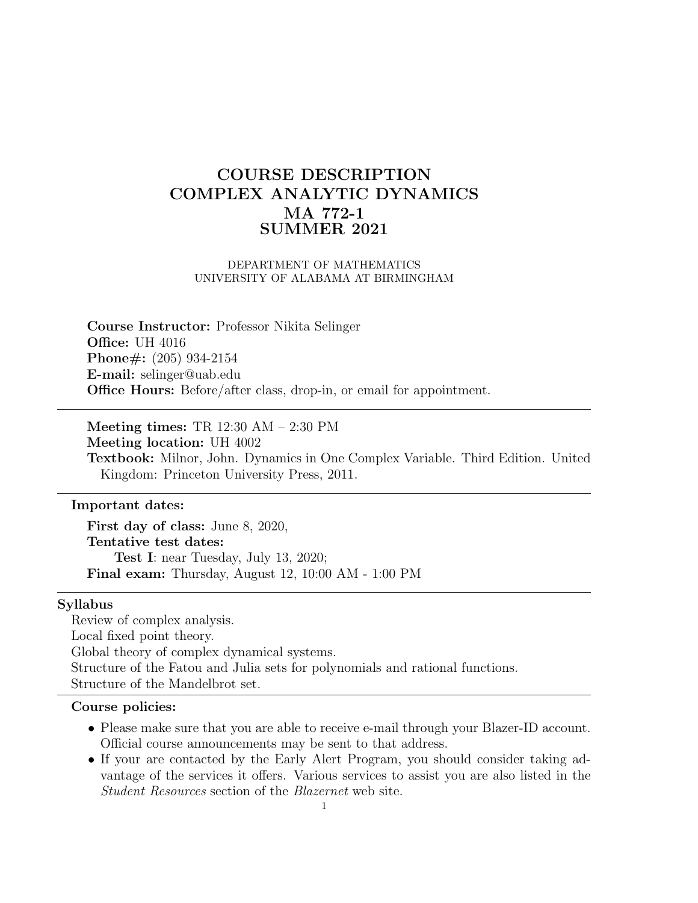# COURSE DESCRIPTION
# COMPLEX ANALYTIC DYNAMICS
# MA 772-1
# SUMMER 2021

DEPARTMENT OF MATHEMATICS
UNIVERSITY OF ALABAMA AT BIRMINGHAM

**Course Instructor:** Professor Nikita Selinger
**Office:** UH 4016
**Phone#:** (205) 934-2154
**E-mail:** selinger@uab.edu
**Office Hours:** Before/after class, drop-in, or email for appointment.

---

**Meeting times:** TR 12:30 AM – 2:30 PM
**Meeting location:** UH 4002
**Textbook:** Milnor, John. Dynamics in One Complex Variable. Third Edition. United Kingdom: Princeton University Press, 2011.

---

**Important dates:**

**First day of class:** June 8, 2020,
**Tentative test dates:**
**Test I**: near Tuesday, July 13, 2020;
**Final exam:** Thursday, August 12, 10:00 AM - 1:00 PM

---

**Syllabus**

Review of complex analysis.
Local fixed point theory.
Global theory of complex dynamical systems.
Structure of the Fatou and Julia sets for polynomials and rational functions.
Structure of the Mandelbrot set.

---

**Course policies:**

- Please make sure that you are able to receive e-mail through your Blazer-ID account. Official course announcements may be sent to that address.
- If your are contacted by the Early Alert Program, you should consider taking advantage of the services it offers. Various services to assist you are also listed in the *Student Resources* section of the *Blazernet* web site.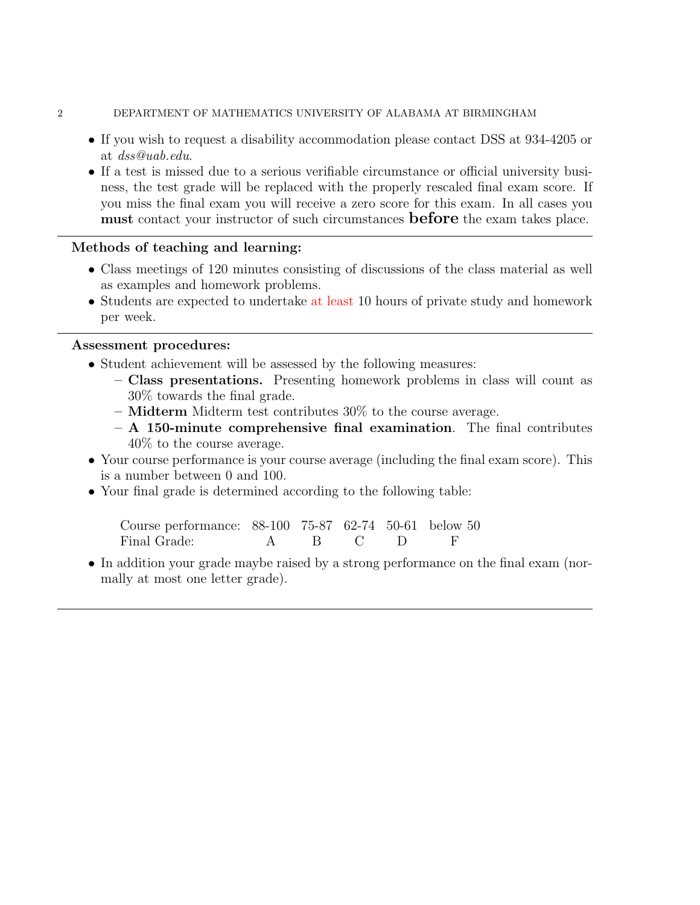- If you wish to request a disability accommodation please contact DSS at 934-4205 or at *dss@uab.edu*.
- If a test is missed due to a serious verifiable circumstance or official university business, the test grade will be replaced with the properly rescaled final exam score. If you miss the final exam you will receive a zero score for this exam. In all cases you **must** contact your instructor of such circumstances **before** the exam takes place.

---

**Methods of teaching and learning:**

- Class meetings of 120 minutes consisting of discussions of the class material as well as examples and homework problems.
- Students are expected to undertake at least 10 hours of private study and homework per week.

---

**Assessment procedures:**

- Student achievement will be assessed by the following measures:
  - **Class presentations.** Presenting homework problems in class will count as 30% towards the final grade.
  - **Midterm** Midterm test contributes 30% to the course average.
  - **A 150-minute comprehensive final examination**. The final contributes 40% to the course average.
- Your course performance is your course average (including the final exam score). This is a number between 0 and 100.
- Your final grade is determined according to the following table:

| | | | | | |
|---|---|---|---|---|---|
| Course performance: | 88-100 | 75-87 | 62-74 | 50-61 | below 50 |
| Final Grade: | A | B | C | D | F |

- In addition your grade maybe raised by a strong performance on the final exam (normally at most one letter grade).